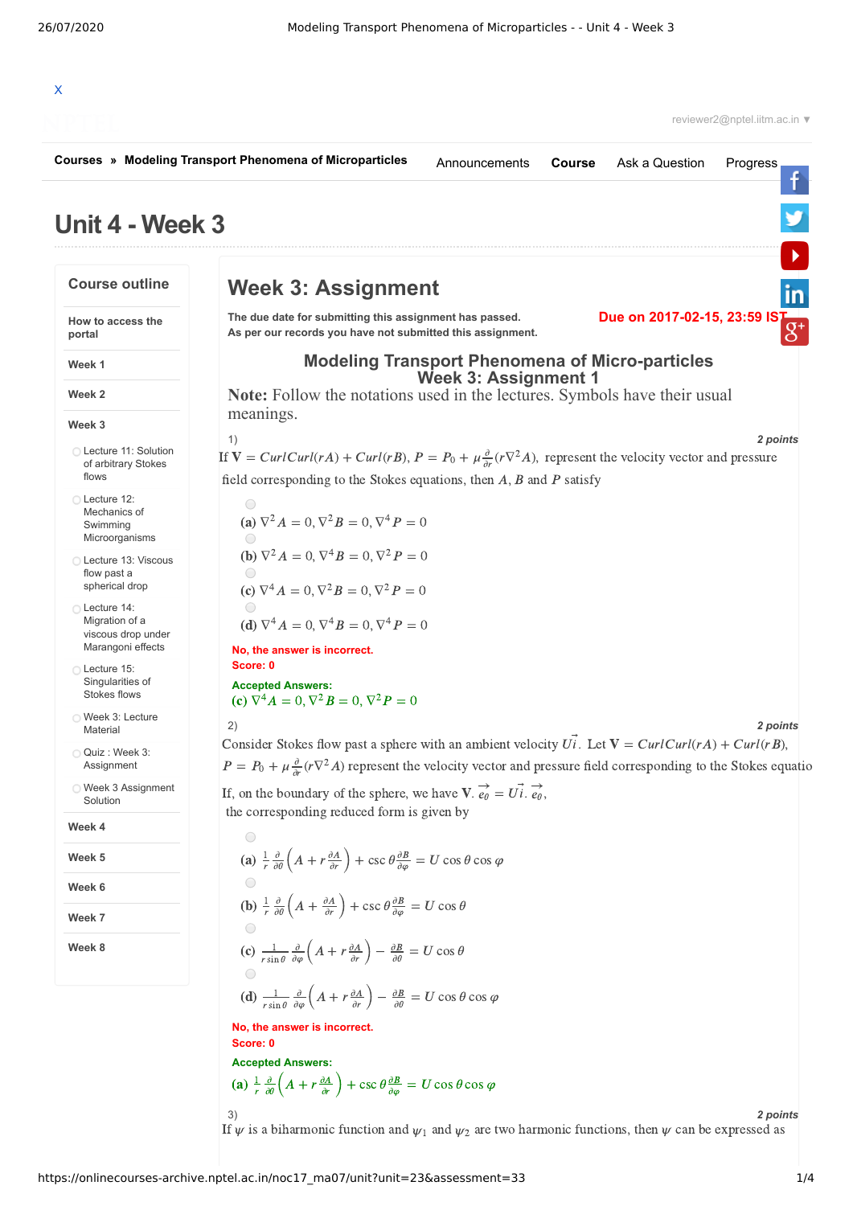# Unit 4 - Week 3

## Week 3: Assignment

**The due date for submitting this assignment has passed.**
**As per our records you have not submitted this assignment.**

**Due on 2017-02-15, 23:59 IST**

### Modeling Transport Phenomena of Micro-particles
### Week 3: Assignment 1

**Note:** Follow the notations used in the lectures. Symbols have their usual meanings.

1) *2 points*

If $\mathbf{V} = CurlCurl(rA) + Curl(rB)$, $P = P_0 + \mu \frac{\partial}{\partial r}(r\nabla^2 A)$, represent the velocity vector and pressure field corresponding to the Stokes equations, then $A$, $B$ and $P$ satisfy

- **(a)** $\nabla^2 A = 0, \nabla^2 B = 0, \nabla^4 P = 0$
- **(b)** $\nabla^2 A = 0, \nabla^4 B = 0, \nabla^2 P = 0$
- **(c)** $\nabla^4 A = 0, \nabla^2 B = 0, \nabla^2 P = 0$
- **(d)** $\nabla^4 A = 0, \nabla^4 B = 0, \nabla^4 P = 0$

No, the answer is incorrect.
Score: 0

**Accepted Answers:**
**(c)** $\nabla^4 A = 0, \nabla^2 B = 0, \nabla^2 P = 0$

2) *2 points*

Consider Stokes flow past a sphere with an ambient velocity $U\vec{i}$. Let $\mathbf{V} = CurlCurl(rA) + Curl(rB)$, $P = P_0 + \mu \frac{\partial}{\partial r}(r\nabla^2 A)$ represent the velocity vector and pressure field corresponding to the Stokes equatio

If, on the boundary of the sphere, we have $\mathbf{V}.\vec{e_0} = U\vec{i}.\vec{e_0}$, the corresponding reduced form is given by

- **(a)** $\frac{1}{r}\frac{\partial}{\partial \theta}\left(A + r\frac{\partial A}{\partial r}\right) + \csc\theta \frac{\partial B}{\partial \varphi} = U\cos\theta\cos\varphi$
- **(b)** $\frac{1}{r}\frac{\partial}{\partial \theta}\left(A + \frac{\partial A}{\partial r}\right) + \csc\theta \frac{\partial B}{\partial \varphi} = U\cos\theta$
- **(c)** $\frac{1}{r\sin\theta}\frac{\partial}{\partial \varphi}\left(A + r\frac{\partial A}{\partial r}\right) - \frac{\partial B}{\partial \theta} = U\cos\theta$
- **(d)** $\frac{1}{r\sin\theta}\frac{\partial}{\partial \varphi}\left(A + r\frac{\partial A}{\partial r}\right) - \frac{\partial B}{\partial \theta} = U\cos\theta\cos\varphi$

No, the answer is incorrect.
Score: 0

**Accepted Answers:**
**(a)** $\frac{1}{r}\frac{\partial}{\partial \theta}\left(A + r\frac{\partial A}{\partial r}\right) + \csc\theta \frac{\partial B}{\partial \varphi} = U\cos\theta\cos\varphi$

3) *2 points*

If $\psi$ is a biharmonic function and $\psi_1$ and $\psi_2$ are two harmonic functions, then $\psi$ can be expressed as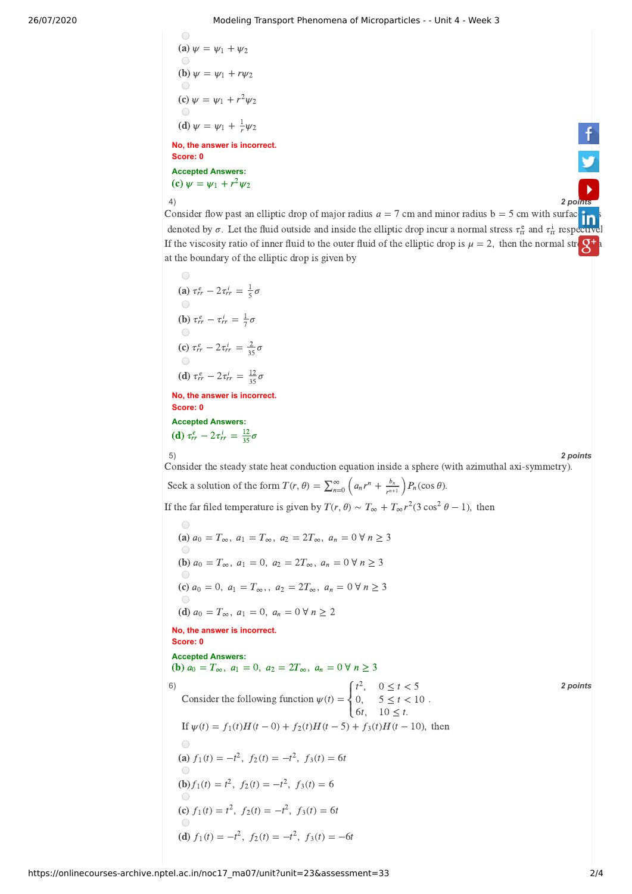(a) $\psi = \psi_1 + \psi_2$

(b) $\psi = \psi_1 + r\psi_2$

(c) $\psi = \psi_1 + r^2\psi_2$

(d) $\psi = \psi_1 + \frac{1}{r}\psi_2$

**No, the answer is incorrect.**
**Score: 0**

**Accepted Answers:**
(c) $\psi = \psi_1 + r^2\psi_2$

4) **2 points**

Consider flow past an elliptic drop of major radius $a = 7$ cm and minor radius $b = 5$ cm with surface tension is denoted by $\sigma$. Let the fluid outside and inside the elliptic drop incur a normal stress $\tau_{rr}^{e}$ and $\tau_{rr}^{i}$ respectively. If the viscosity ratio of inner fluid to the outer fluid of the elliptic drop is $\mu = 2$, then the normal stress balance at the boundary of the elliptic drop is given by

(a) $\tau_{rr}^{e} - 2\tau_{rr}^{i} = \frac{1}{5}\sigma$

(b) $\tau_{rr}^{e} - \tau_{rr}^{i} = \frac{1}{7}\sigma$

(c) $\tau_{rr}^{e} - 2\tau_{rr}^{i} = \frac{2}{35}\sigma$

(d) $\tau_{rr}^{e} - 2\tau_{rr}^{i} = \frac{12}{35}\sigma$

**No, the answer is incorrect.**
**Score: 0**

**Accepted Answers:**
(d) $\tau_{rr}^{e} - 2\tau_{rr}^{i} = \frac{12}{35}\sigma$

5) **2 points**

Consider the steady state heat conduction equation inside a sphere (with azimuthal axi-symmetry).

Seek a solution of the form $T(r,\theta) = \sum_{n=0}^{\infty}\left(a_n r^n + \frac{b_n}{r^{n+1}}\right)P_n(\cos\theta)$.

If the far filed temperature is given by $T(r,\theta) \sim T_\infty + T_\infty r^2(3\cos^2\theta - 1)$, then

(a) $a_0 = T_\infty,\ a_1 = T_\infty,\ a_2 = 2T_\infty,\ a_n = 0\ \forall\ n \geq 3$

(b) $a_0 = T_\infty,\ a_1 = 0,\ a_2 = 2T_\infty,\ a_n = 0\ \forall\ n \geq 3$

(c) $a_0 = 0,\ a_1 = T_\infty,,\ a_2 = 2T_\infty,\ a_n = 0\ \forall\ n \geq 3$

(d) $a_0 = T_\infty,\ a_1 = 0,\ a_n = 0\ \forall\ n \geq 2$

**No, the answer is incorrect.**
**Score: 0**

**Accepted Answers:**
(b) $a_0 = T_\infty,\ a_1 = 0,\ a_2 = 2T_\infty,\ a_n = 0\ \forall\ n \geq 3$

6) **2 points**

Consider the following function $\psi(t) = \begin{cases} t^2, & 0 \leq t < 5 \\ 0, & 5 \leq t < 10 \\ 6t, & 10 \leq t. \end{cases}$

If $\psi(t) = f_1(t)H(t-0) + f_2(t)H(t-5) + f_3(t)H(t-10)$, then

(a) $f_1(t) = -t^2,\ f_2(t) = -t^2,\ f_3(t) = 6t$

(b) $f_1(t) = t^2,\ f_2(t) = -t^2,\ f_3(t) = 6$

(c) $f_1(t) = t^2,\ f_2(t) = -t^2,\ f_3(t) = 6t$

(d) $f_1(t) = -t^2,\ f_2(t) = -t^2,\ f_3(t) = -6t$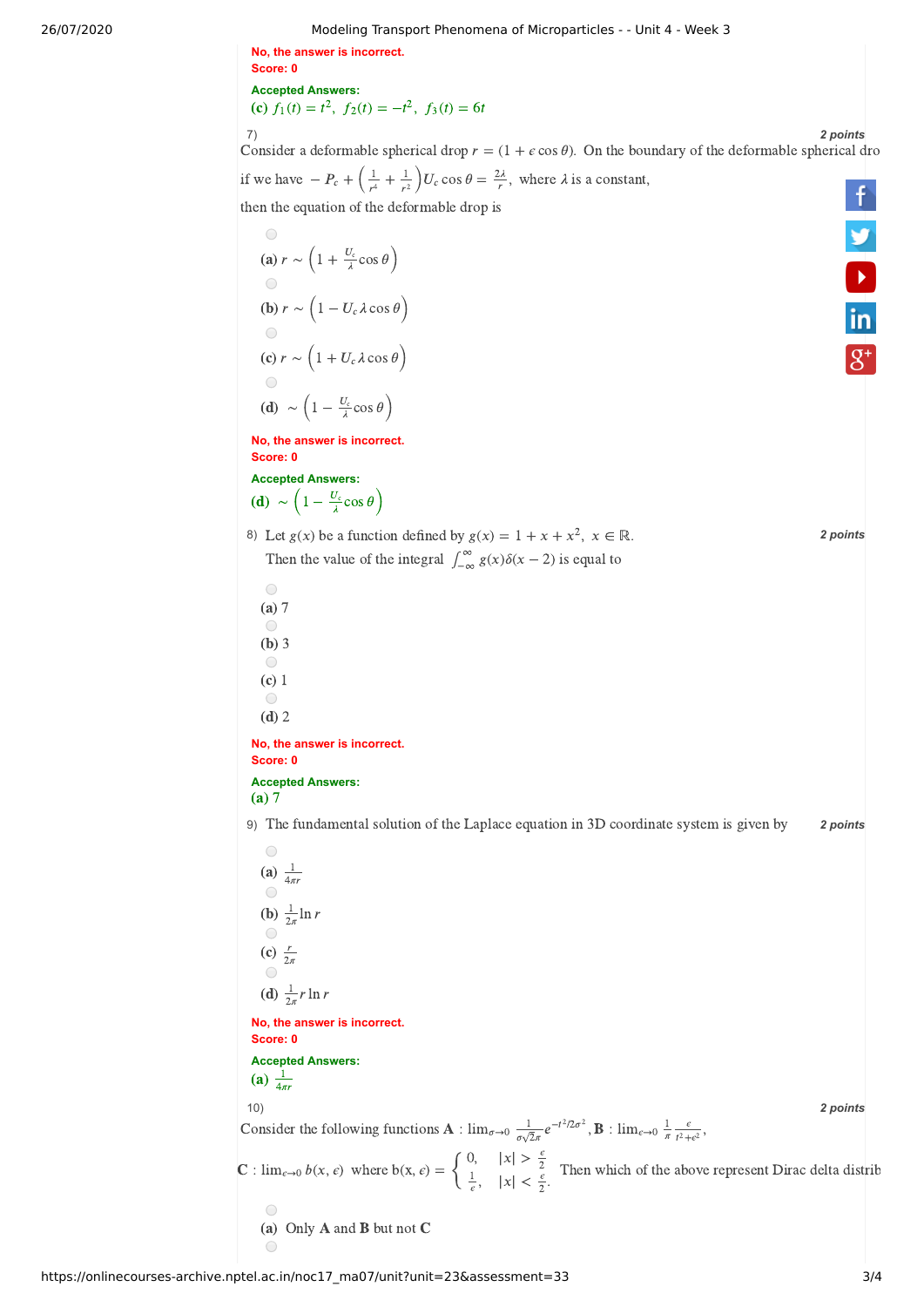No, the answer is incorrect.
Score: 0

Accepted Answers:
**(c)** $f_1(t) = t^2,\ f_2(t) = -t^2,\ f_3(t) = 6t$

7) **2 points**

Consider a deformable spherical drop $r = (1 + \epsilon \cos\theta)$. On the boundary of the deformable spherical dro

if we have $-P_c + \left(\frac{1}{r^4} + \frac{1}{r^2}\right) U_c \cos\theta = \frac{2\lambda}{r}$, where $\lambda$ is a constant,

then the equation of the deformable drop is

(a) $r \sim \left(1 + \frac{U_c}{\lambda}\cos\theta\right)$

(b) $r \sim \left(1 - U_c\lambda\cos\theta\right)$

(c) $r \sim \left(1 + U_c\lambda\cos\theta\right)$

(d) $\sim \left(1 - \frac{U_c}{\lambda}\cos\theta\right)$

No, the answer is incorrect.
Score: 0

Accepted Answers:
**(d)** $\sim \left(1 - \frac{U_c}{\lambda}\cos\theta\right)$

8) Let $g(x)$ be a function defined by $g(x) = 1 + x + x^2,\ x \in \mathbb{R}$. **2 points**

Then the value of the integral $\int_{-\infty}^{\infty} g(x)\delta(x-2)$ is equal to

(a) 7

(b) 3

(c) 1

(d) 2

No, the answer is incorrect.
Score: 0

Accepted Answers:
**(a)** 7

9) The fundamental solution of the Laplace equation in 3D coordinate system is given by **2 points**

(a) $\frac{1}{4\pi r}$

(b) $\frac{1}{2\pi}\ln r$

(c) $\frac{r}{2\pi}$

(d) $\frac{1}{2\pi} r \ln r$

No, the answer is incorrect.
Score: 0

Accepted Answers:
**(a)** $\frac{1}{4\pi r}$

10) **2 points**

Consider the following functions **A** : $\lim_{\sigma\to 0} \frac{1}{\sigma\sqrt{2\pi}} e^{-t^2/2\sigma^2}$, **B** : $\lim_{\epsilon\to 0} \frac{1}{\pi}\frac{\epsilon}{t^2+\epsilon^2}$,

**C** : $\lim_{\epsilon\to 0} b(x,\epsilon)$ where $b(x,\epsilon) = \begin{cases} 0, & |x| > \frac{\epsilon}{2} \\ \frac{1}{\epsilon}, & |x| < \frac{\epsilon}{2}. \end{cases}$ Then which of the above represent Dirac delta distrib

(a) Only **A** and **B** but not **C**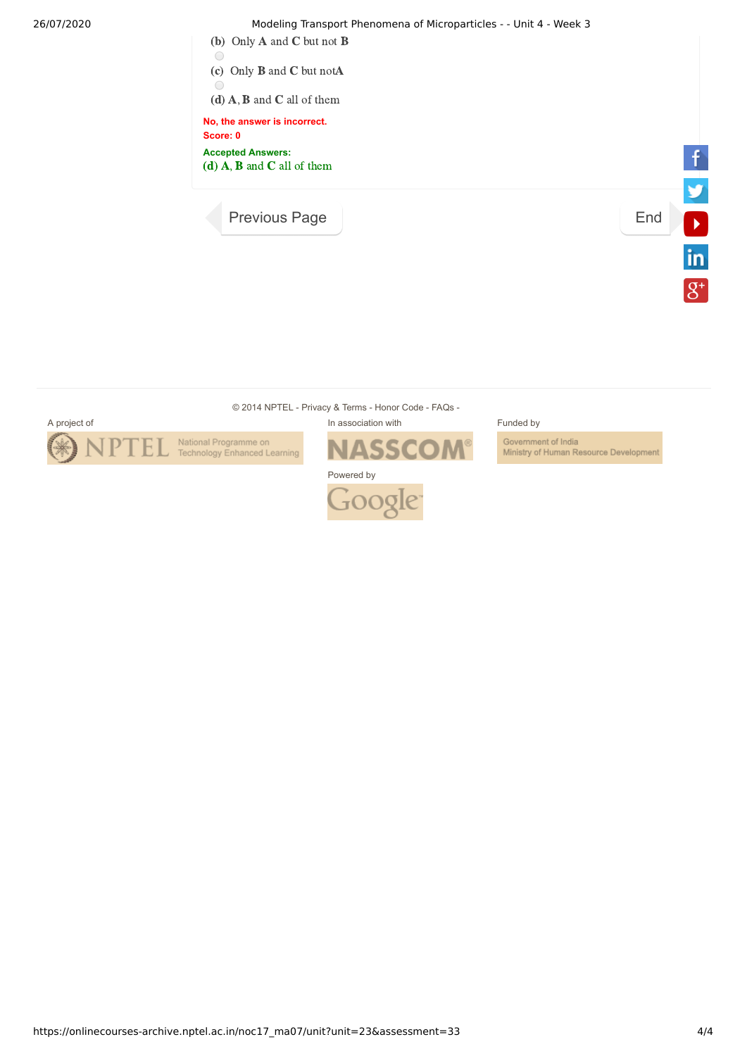(b) Only **A** and **C** but not **B**

(c) Only **B** and **C** but not**A**

(d) **A**, **B** and **C** all of them

No, the answer is incorrect.
Score: 0

Accepted Answers:
(d) **A**, **B** and **C** all of them

Previous Page

End

© 2014 NPTEL - Privacy & Terms - Honor Code - FAQs -

A project of

NPTEL National Programme on Technology Enhanced Learning

In association with

NASSCOM

Funded by

Government of India
Ministry of Human Resource Development

Powered by

Google